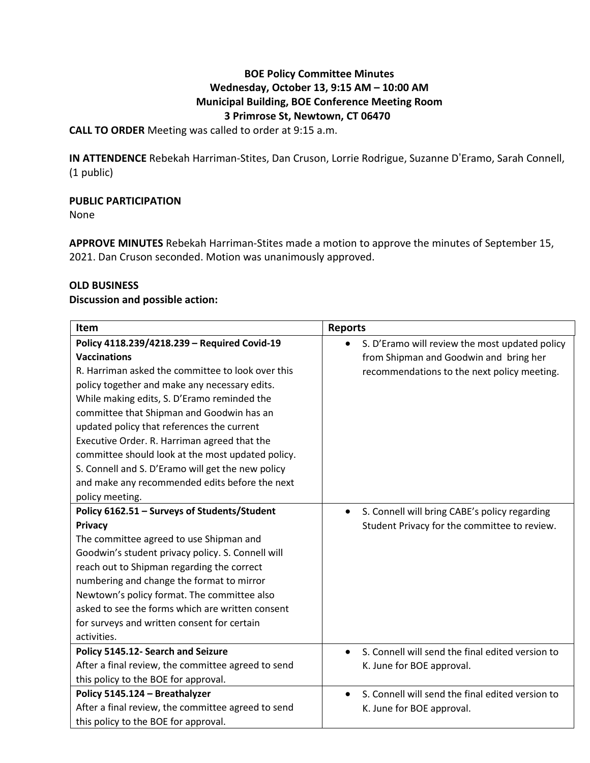**BOE Policy Committee Minutes**
**Wednesday, October 13, 9:15 AM – 10:00 AM**
**Municipal Building, BOE Conference Meeting Room**
**3 Primrose St, Newtown, CT 06470**

**CALL TO ORDER** Meeting was called to order at 9:15 a.m.

**IN ATTENDENCE** Rebekah Harriman-Stites, Dan Cruson, Lorrie Rodrigue, Suzanne D'Eramo, Sarah Connell, (1 public)

**PUBLIC PARTICIPATION**
None

**APPROVE MINUTES** Rebekah Harriman-Stites made a motion to approve the minutes of September 15, 2021. Dan Cruson seconded. Motion was unanimously approved.

**OLD BUSINESS**
**Discussion and possible action:**

| Item | Reports |
| --- | --- |
| **Policy 4118.239/4218.239 – Required Covid-19 Vaccinations**<br>R. Harriman asked the committee to look over this policy together and make any necessary edits. While making edits, S. D'Eramo reminded the committee that Shipman and Goodwin has an updated policy that references the current Executive Order. R. Harriman agreed that the committee should look at the most updated policy. S. Connell and S. D'Eramo will get the new policy and make any recommended edits before the next policy meeting. | • S. D'Eramo will review the most updated policy from Shipman and Goodwin and bring her recommendations to the next policy meeting. |
| **Policy 6162.51 – Surveys of Students/Student Privacy**<br>The committee agreed to use Shipman and Goodwin's student privacy policy. S. Connell will reach out to Shipman regarding the correct numbering and change the format to mirror Newtown's policy format. The committee also asked to see the forms which are written consent for surveys and written consent for certain activities. | • S. Connell will bring CABE's policy regarding Student Privacy for the committee to review. |
| **Policy 5145.12- Search and Seizure**<br>After a final review, the committee agreed to send this policy to the BOE for approval. | • S. Connell will send the final edited version to K. June for BOE approval. |
| **Policy 5145.124 – Breathalyzer**<br>After a final review, the committee agreed to send this policy to the BOE for approval. | • S. Connell will send the final edited version to K. June for BOE approval. |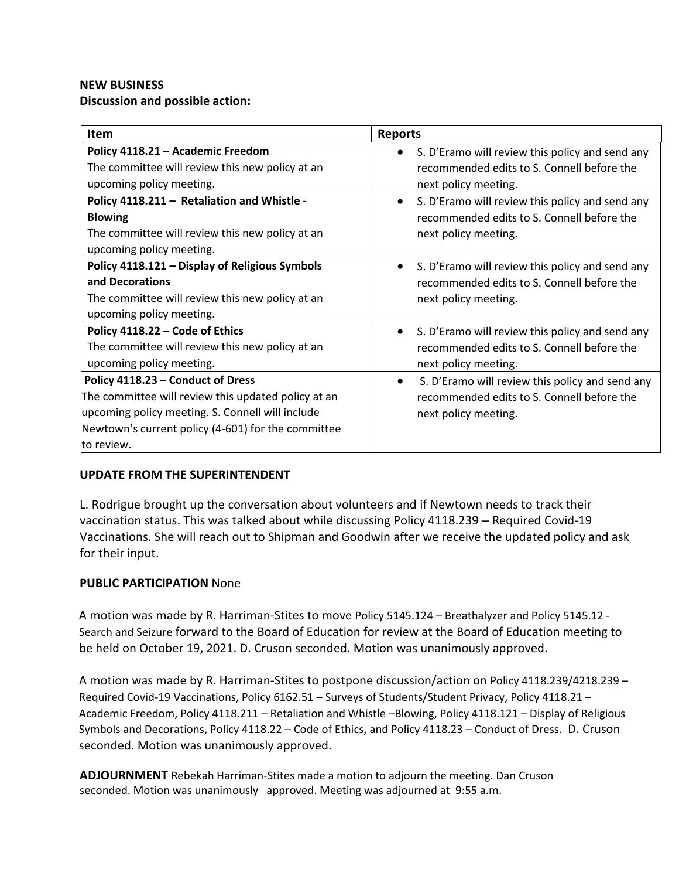**NEW BUSINESS**
**Discussion and possible action:**

| Item | Reports |
|---|---|
| **Policy 4118.21 – Academic Freedom** The committee will review this new policy at an upcoming policy meeting. | • S. D'Eramo will review this policy and send any recommended edits to S. Connell before the next policy meeting. |
| **Policy 4118.211 – Retaliation and Whistle - Blowing** The committee will review this new policy at an upcoming policy meeting. | • S. D'Eramo will review this policy and send any recommended edits to S. Connell before the next policy meeting. |
| **Policy 4118.121 – Display of Religious Symbols and Decorations** The committee will review this new policy at an upcoming policy meeting. | • S. D'Eramo will review this policy and send any recommended edits to S. Connell before the next policy meeting. |
| **Policy 4118.22 – Code of Ethics** The committee will review this new policy at an upcoming policy meeting. | • S. D'Eramo will review this policy and send any recommended edits to S. Connell before the next policy meeting. |
| **Policy 4118.23 – Conduct of Dress** The committee will review this updated policy at an upcoming policy meeting. S. Connell will include Newtown's current policy (4-601) for the committee to review. | • S. D'Eramo will review this policy and send any recommended edits to S. Connell before the next policy meeting. |

**UPDATE FROM THE SUPERINTENDENT**

L. Rodrigue brought up the conversation about volunteers and if Newtown needs to track their vaccination status. This was talked about while discussing Policy 4118.239 – Required Covid-19 Vaccinations. She will reach out to Shipman and Goodwin after we receive the updated policy and ask for their input.

**PUBLIC PARTICIPATION** None

A motion was made by R. Harriman-Stites to move Policy 5145.124 – Breathalyzer and Policy 5145.12 - Search and Seizure forward to the Board of Education for review at the Board of Education meeting to be held on October 19, 2021. D. Cruson seconded. Motion was unanimously approved.

A motion was made by R. Harriman-Stites to postpone discussion/action on Policy 4118.239/4218.239 – Required Covid-19 Vaccinations, Policy 6162.51 – Surveys of Students/Student Privacy, Policy 4118.21 – Academic Freedom, Policy 4118.211 – Retaliation and Whistle –Blowing, Policy 4118.121 – Display of Religious Symbols and Decorations, Policy 4118.22 – Code of Ethics, and Policy 4118.23 – Conduct of Dress. D. Cruson seconded. Motion was unanimously approved.

**ADJOURNMENT** Rebekah Harriman-Stites made a motion to adjourn the meeting. Dan Cruson seconded. Motion was unanimously approved. Meeting was adjourned at 9:55 a.m.